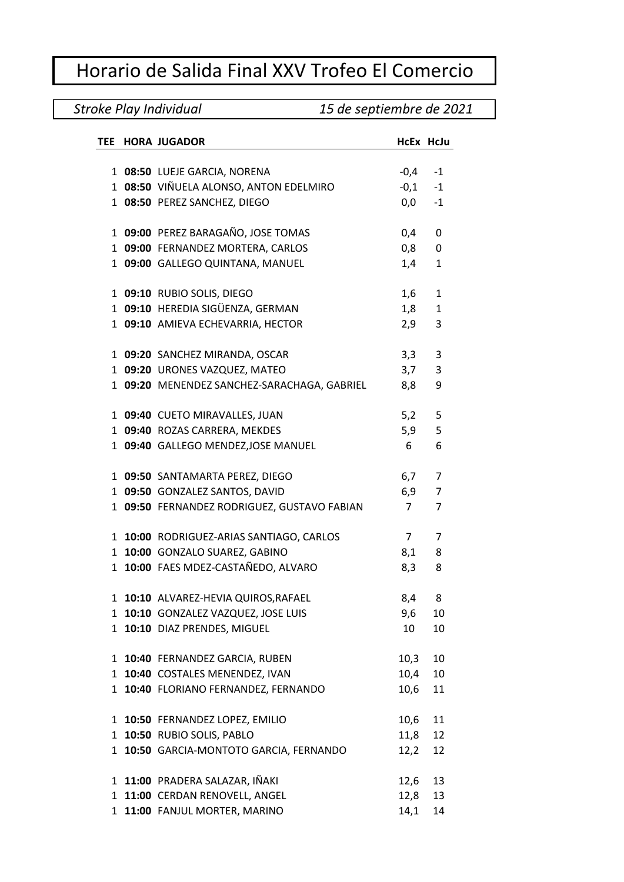# Horario de Salida Final XXV Trofeo El Comercio

*Stroke Play Individual* *15 de septiembre de 2021*

| TEE | HORA | JUGADOR | HcEx | HcJu |
|---|---|---|---|---|
| 1 | **08:50** | LUEJE GARCIA, NORENA | -0,4 | -1 |
| 1 | **08:50** | VIÑUELA ALONSO, ANTON EDELMIRO | -0,1 | -1 |
| 1 | **08:50** | PEREZ SANCHEZ, DIEGO | 0,0 | -1 |
| 1 | **09:00** | PEREZ BARAGAÑO, JOSE TOMAS | 0,4 | 0 |
| 1 | **09:00** | FERNANDEZ MORTERA, CARLOS | 0,8 | 0 |
| 1 | **09:00** | GALLEGO QUINTANA, MANUEL | 1,4 | 1 |
| 1 | **09:10** | RUBIO SOLIS, DIEGO | 1,6 | 1 |
| 1 | **09:10** | HEREDIA SIGÜENZA, GERMAN | 1,8 | 1 |
| 1 | **09:10** | AMIEVA ECHEVARRIA, HECTOR | 2,9 | 3 |
| 1 | **09:20** | SANCHEZ MIRANDA, OSCAR | 3,3 | 3 |
| 1 | **09:20** | URONES VAZQUEZ, MATEO | 3,7 | 3 |
| 1 | **09:20** | MENENDEZ SANCHEZ-SARACHAGA, GABRIEL | 8,8 | 9 |
| 1 | **09:40** | CUETO MIRAVALLES, JUAN | 5,2 | 5 |
| 1 | **09:40** | ROZAS CARRERA, MEKDES | 5,9 | 5 |
| 1 | **09:40** | GALLEGO MENDEZ,JOSE MANUEL | 6 | 6 |
| 1 | **09:50** | SANTAMARTA PEREZ, DIEGO | 6,7 | 7 |
| 1 | **09:50** | GONZALEZ SANTOS, DAVID | 6,9 | 7 |
| 1 | **09:50** | FERNANDEZ RODRIGUEZ, GUSTAVO FABIAN | 7 | 7 |
| 1 | **10:00** | RODRIGUEZ-ARIAS SANTIAGO, CARLOS | 7 | 7 |
| 1 | **10:00** | GONZALO SUAREZ, GABINO | 8,1 | 8 |
| 1 | **10:00** | FAES MDEZ-CASTAÑEDO, ALVARO | 8,3 | 8 |
| 1 | **10:10** | ALVAREZ-HEVIA QUIROS,RAFAEL | 8,4 | 8 |
| 1 | **10:10** | GONZALEZ VAZQUEZ, JOSE LUIS | 9,6 | 10 |
| 1 | **10:10** | DIAZ PRENDES, MIGUEL | 10 | 10 |
| 1 | **10:40** | FERNANDEZ GARCIA, RUBEN | 10,3 | 10 |
| 1 | **10:40** | COSTALES MENENDEZ, IVAN | 10,4 | 10 |
| 1 | **10:40** | FLORIANO FERNANDEZ, FERNANDO | 10,6 | 11 |
| 1 | **10:50** | FERNANDEZ LOPEZ, EMILIO | 10,6 | 11 |
| 1 | **10:50** | RUBIO SOLIS, PABLO | 11,8 | 12 |
| 1 | **10:50** | GARCIA-MONTOTO GARCIA, FERNANDO | 12,2 | 12 |
| 1 | **11:00** | PRADERA SALAZAR, IÑAKI | 12,6 | 13 |
| 1 | **11:00** | CERDAN RENOVELL, ANGEL | 12,8 | 13 |
| 1 | **11:00** | FANJUL MORTER, MARINO | 14,1 | 14 |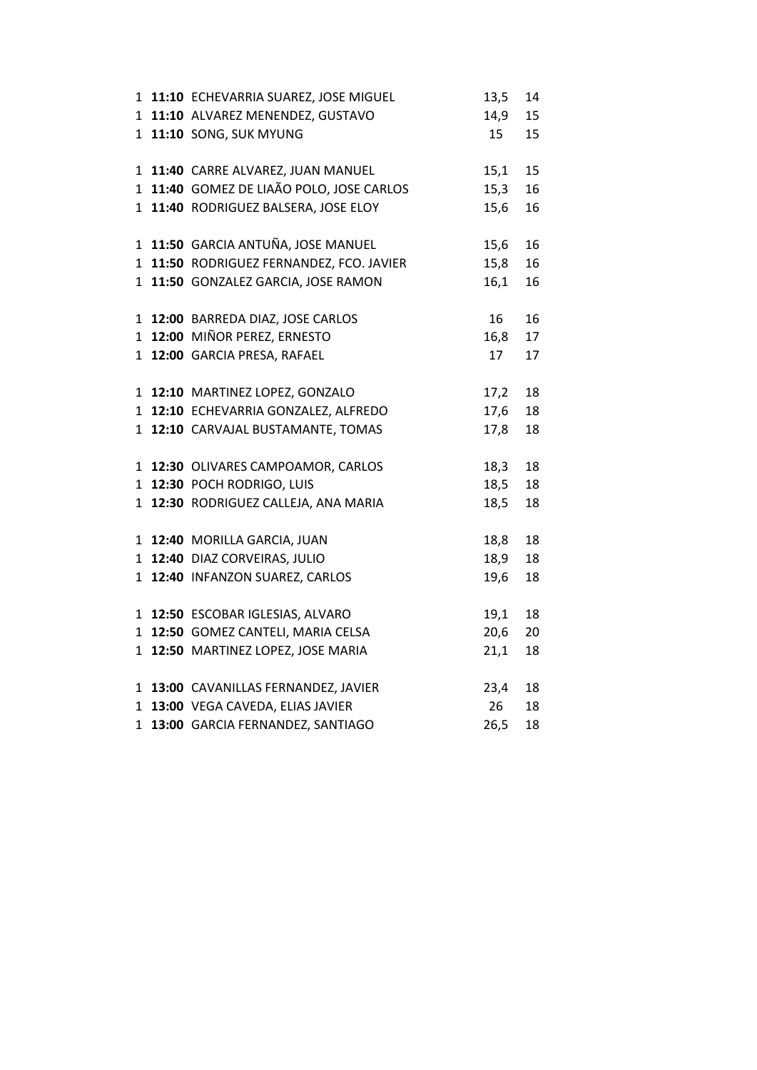| | | | | |
|---|---|---|---|---|
| 1 | **11:10** | ECHEVARRIA SUAREZ, JOSE MIGUEL | 13,5 | 14 |
| 1 | **11:10** | ALVAREZ MENENDEZ, GUSTAVO | 14,9 | 15 |
| 1 | **11:10** | SONG, SUK MYUNG | 15 | 15 |
| | | | | |
| 1 | **11:40** | CARRE ALVAREZ, JUAN MANUEL | 15,1 | 15 |
| 1 | **11:40** | GOMEZ DE LIAÃO POLO, JOSE CARLOS | 15,3 | 16 |
| 1 | **11:40** | RODRIGUEZ BALSERA, JOSE ELOY | 15,6 | 16 |
| | | | | |
| 1 | **11:50** | GARCIA ANTUÑA, JOSE MANUEL | 15,6 | 16 |
| 1 | **11:50** | RODRIGUEZ FERNANDEZ, FCO. JAVIER | 15,8 | 16 |
| 1 | **11:50** | GONZALEZ GARCIA, JOSE RAMON | 16,1 | 16 |
| | | | | |
| 1 | **12:00** | BARREDA DIAZ, JOSE CARLOS | 16 | 16 |
| 1 | **12:00** | MIÑOR PEREZ, ERNESTO | 16,8 | 17 |
| 1 | **12:00** | GARCIA PRESA, RAFAEL | 17 | 17 |
| | | | | |
| 1 | **12:10** | MARTINEZ LOPEZ, GONZALO | 17,2 | 18 |
| 1 | **12:10** | ECHEVARRIA GONZALEZ, ALFREDO | 17,6 | 18 |
| 1 | **12:10** | CARVAJAL BUSTAMANTE, TOMAS | 17,8 | 18 |
| | | | | |
| 1 | **12:30** | OLIVARES CAMPOAMOR, CARLOS | 18,3 | 18 |
| 1 | **12:30** | POCH RODRIGO, LUIS | 18,5 | 18 |
| 1 | **12:30** | RODRIGUEZ CALLEJA, ANA MARIA | 18,5 | 18 |
| | | | | |
| 1 | **12:40** | MORILLA GARCIA, JUAN | 18,8 | 18 |
| 1 | **12:40** | DIAZ CORVEIRAS, JULIO | 18,9 | 18 |
| 1 | **12:40** | INFANZON SUAREZ, CARLOS | 19,6 | 18 |
| | | | | |
| 1 | **12:50** | ESCOBAR IGLESIAS, ALVARO | 19,1 | 18 |
| 1 | **12:50** | GOMEZ CANTELI, MARIA CELSA | 20,6 | 20 |
| 1 | **12:50** | MARTINEZ LOPEZ, JOSE MARIA | 21,1 | 18 |
| | | | | |
| 1 | **13:00** | CAVANILLAS FERNANDEZ, JAVIER | 23,4 | 18 |
| 1 | **13:00** | VEGA CAVEDA, ELIAS JAVIER | 26 | 18 |
| 1 | **13:00** | GARCIA FERNANDEZ, SANTIAGO | 26,5 | 18 |